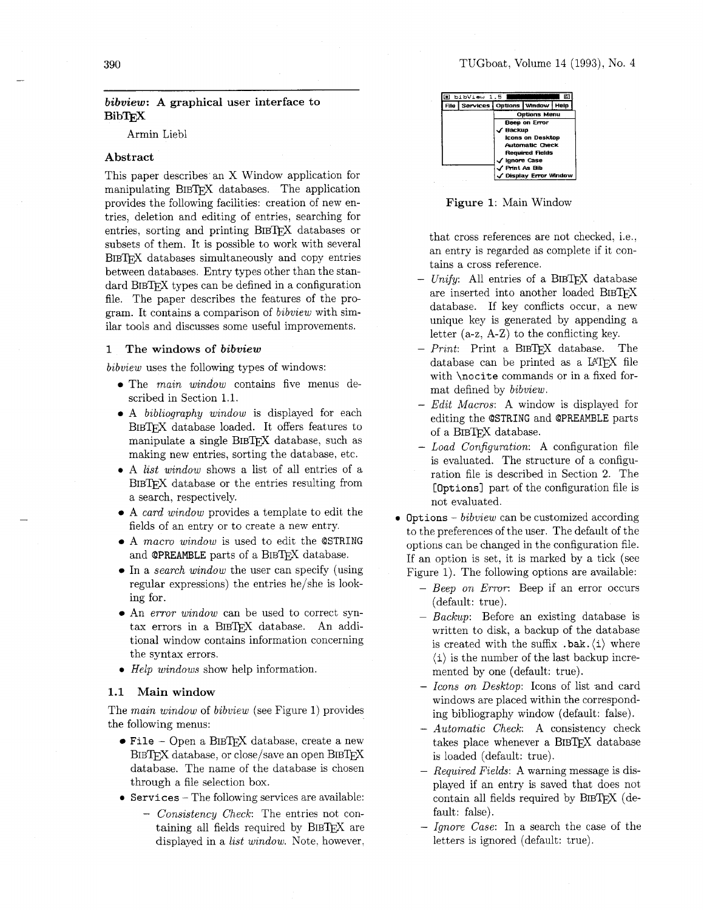## *bibview*: A graphical user interface to BibTEX

Armin Liebl

### Abstract

This paper describes an X Window application for manipulating BIBTEX databases. The application provides the following facilities: creation of new entries, deletion and editing of entries, searching for entries, sorting and printing BIBTEX databases or subsets of them. It is possible to work with several BIBTEX databases simultaneously and copy entries between databases. Entry types other than the standard BIBTEX types can be defined in a configuration file. The paper describes the features of the program. It contains a comparison of *bibview* with similar tools and discusses some useful improvements.

### 1 The windows of *bibview*

*bibview* uses the following types of windows:

- The *main window* contains five menus described in Section 1.1.
- A *bibliography window* is displayed for each BIBTEX database loaded. It offers features to manipulate a single BIBTEX database, such as making new entries, sorting the database, etc.
- A *list window* shows a list of all entries of a BIBTEX database or the entries resulting from a search, respectively.
- A *card window* provides a template to edit the fields of an entry or to create a new entry.
- A *macro window* is used to edit the `@STRING` and `@PREAMBLE` parts of a BIBTEX database.
- In a *search window* the user can specify (using regular expressions) the entries he/she is looking for.
- An *error window* can be used to correct syntax errors in a BIBTEX database. An additional window contains information concerning the syntax errors.
- *Help windows* show help information.

#### 1.1 Main window

The *main window* of *bibview* (see Figure 1) provides the following menus:

- `File` – Open a BIBTEX database, create a new BIBTEX database, or close/save an open BIBTEX database. The name of the database is chosen through a file selection box.
- `Services` – The following services are available:
  - *Consistency Check*: The entries not containing all fields required by BIBTEX are displayed in a *list window*. Note, however, that cross references are not checked, i.e., an entry is regarded as complete if it contains a cross reference.
  - *Unify*: All entries of a BIBTEX database are inserted into another loaded BIBTEX database. If key conflicts occur, a new unique key is generated by appending a letter (a-z, A-Z) to the conflicting key.
  - *Print*: Print a BIBTEX database. The database can be printed as a LATEX file with `\nocite` commands or in a fixed format defined by *bibview*.
  - *Edit Macros*: A window is displayed for editing the `@STRING` and `@PREAMBLE` parts of a BIBTEX database.
  - *Load Configuration*: A configuration file is evaluated. The structure of a configuration file is described in Section 2. The `[Options]` part of the configuration file is not evaluated.

**Figure 1**: Main Window

- `Options` – *bibview* can be customized according to the preferences of the user. The default of the options can be changed in the configuration file. If an option is set, it is marked by a tick (see Figure 1). The following options are available:
  - *Beep on Error*: Beep if an error occurs (default: true).
  - *Backup*: Before an existing database is written to disk, a backup of the database is created with the suffix `.bak.`⟨`i`⟩ where ⟨`i`⟩ is the number of the last backup incremented by one (default: true).
  - *Icons on Desktop*: Icons of list and card windows are placed within the corresponding bibliography window (default: false).
  - *Automatic Check*: A consistency check takes place whenever a BIBTEX database is loaded (default: true).
  - *Required Fields*: A warning message is displayed if an entry is saved that does not contain all fields required by BIBTEX (default: false).
  - *Ignore Case*: In a search the case of the letters is ignored (default: true).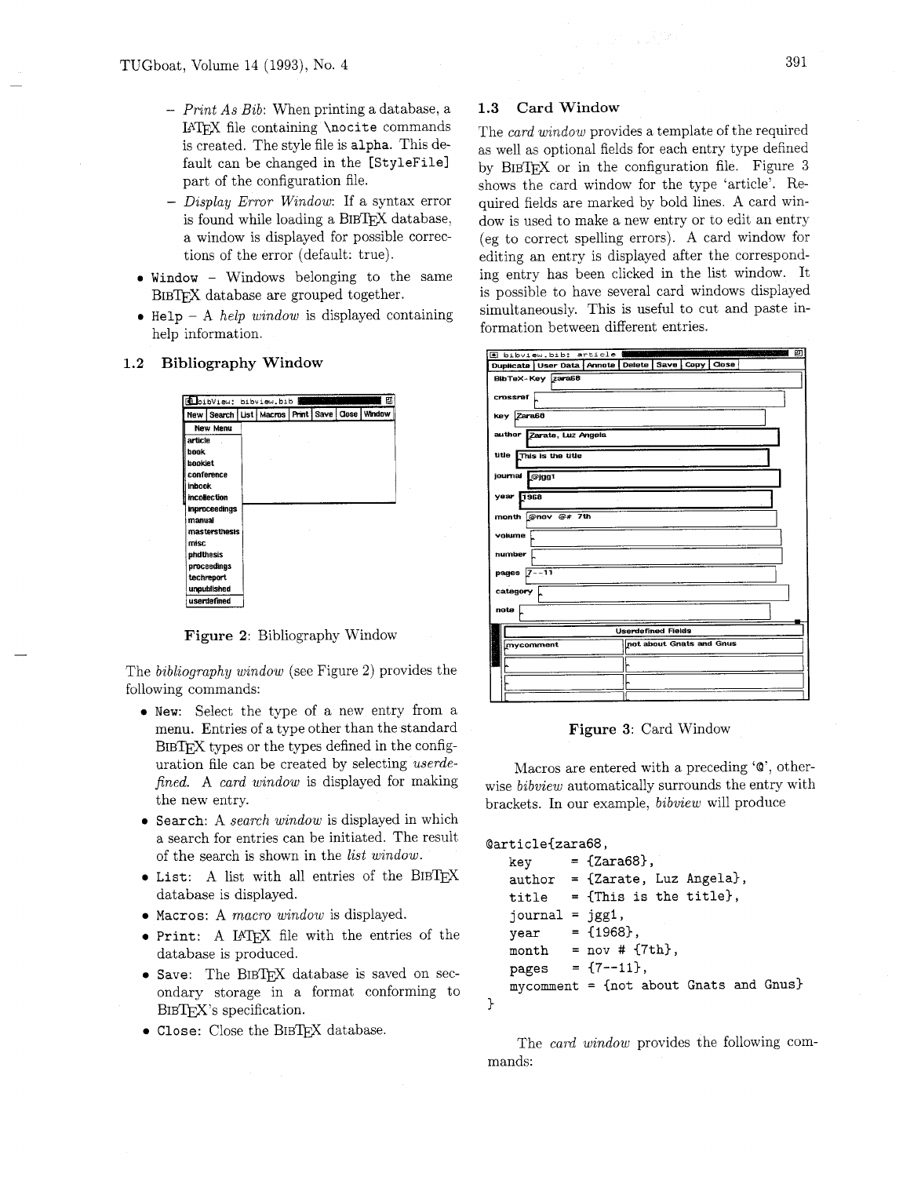- *Print As Bib*: When printing a database, a LaTeX file containing `\nocite` commands is created. The style file is `alpha`. This default can be changed in the `[StyleFile]` part of the configuration file.
- *Display Error Window*: If a syntax error is found while loading a BibTeX database, a window is displayed for possible corrections of the error (default: true).

- `Window` – Windows belonging to the same BibTeX database are grouped together.
- `Help` – A *help window* is displayed containing help information.

### 1.2 Bibliography Window

**Figure 2**: Bibliography Window

The *bibliography window* (see Figure 2) provides the following commands:

- `New`: Select the type of a new entry from a menu. Entries of a type other than the standard BibTeX types or the types defined in the configuration file can be created by selecting *userdefined*. A *card window* is displayed for making the new entry.
- `Search`: A *search window* is displayed in which a search for entries can be initiated. The result of the search is shown in the *list window*.
- `List`: A list with all entries of the BibTeX database is displayed.
- `Macros`: A *macro window* is displayed.
- `Print`: A LaTeX file with the entries of the database is produced.
- `Save`: The BibTeX database is saved on secondary storage in a format conforming to BibTeX's specification.
- `Close`: Close the BibTeX database.

### 1.3 Card Window

The *card window* provides a template of the required as well as optional fields for each entry type defined by BibTeX or in the configuration file. Figure 3 shows the card window for the type 'article'. Required fields are marked by bold lines. A card window is used to make a new entry or to edit an entry (eg to correct spelling errors). A card window for editing an entry is displayed after the corresponding entry has been clicked in the list window. It is possible to have several card windows displayed simultaneously. This is useful to cut and paste information between different entries.

**Figure 3**: Card Window

Macros are entered with a preceding '@', otherwise *bibview* automatically surrounds the entry with brackets. In our example, *bibview* will produce

```
@article{zara68,
   key       = {Zara68},
   author    = {Zarate, Luz Angela},
   title     = {This is the title},
   journal   = jgg1,
   year      = {1968},
   month     = nov # {7th},
   pages     = {7--11},
   mycomment = {not about Gnats and Gnus}
}
```

The *card window* provides the following commands: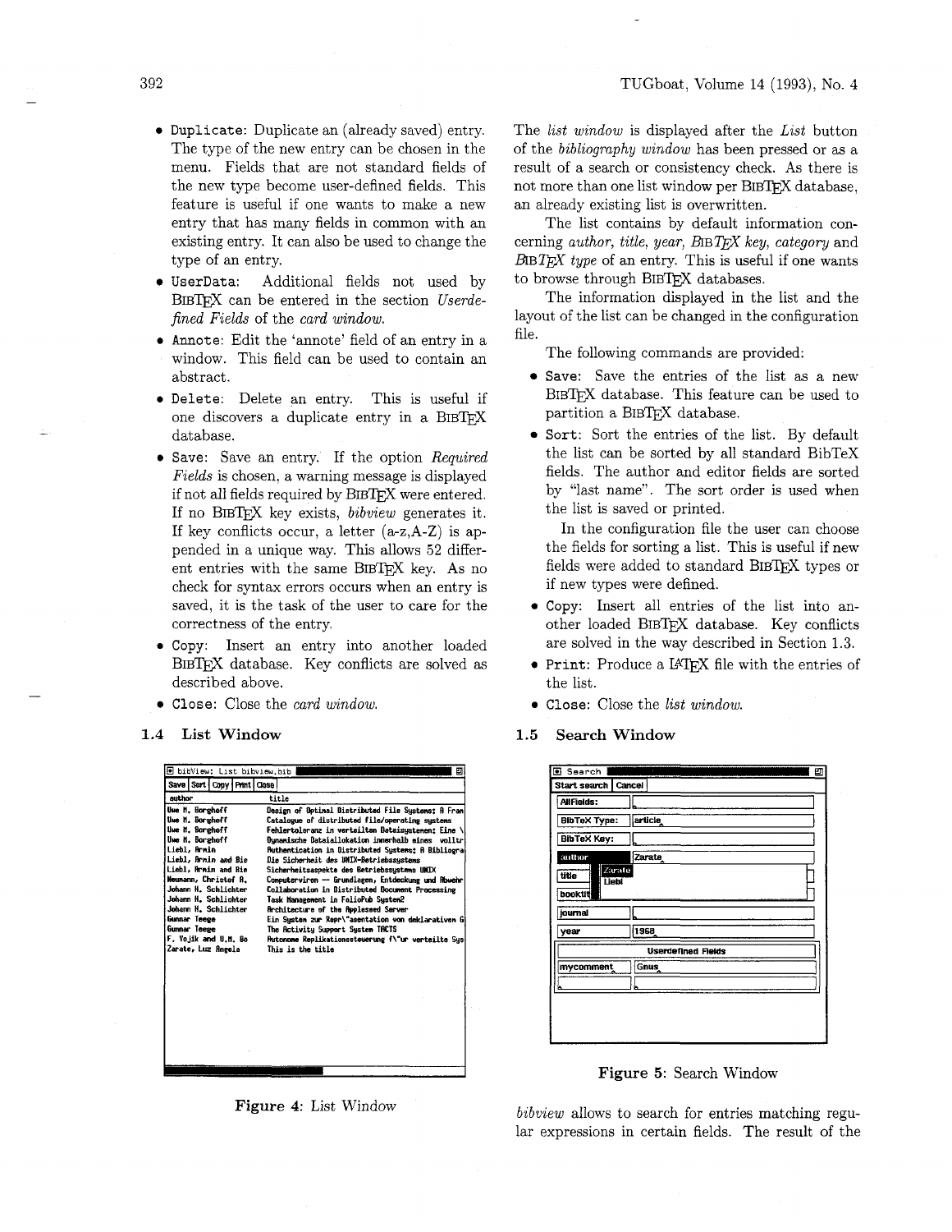- `Duplicate`: Duplicate an (already saved) entry. The type of the new entry can be chosen in the menu. Fields that are not standard fields of the new type become user-defined fields. This feature is useful if one wants to make a new entry that has many fields in common with an existing entry. It can also be used to change the type of an entry.
- `UserData`: Additional fields not used by BIBTEX can be entered in the section *Userdefined Fields* of the *card window.*
- `Annote`: Edit the 'annote' field of an entry in a window. This field can be used to contain an abstract.
- `Delete`: Delete an entry. This is useful if one discovers a duplicate entry in a BIBTEX database.
- `Save`: Save an entry. If the option *Required Fields* is chosen, a warning message is displayed if not all fields required by BIBTEX were entered. If no BIBTEX key exists, *bibview* generates it. If key conflicts occur, a letter (a-z,A-Z) is appended in a unique way. This allows 52 different entries with the same BIBTEX key. As no check for syntax errors occurs when an entry is saved, it is the task of the user to care for the correctness of the entry.
- `Copy`: Insert an entry into another loaded BIBTEX database. Key conflicts are solved as described above.
- `Close`: Close the *card window.*

### 1.4 List Window

**Figure 4**: List Window

The *list window* is displayed after the *List* button of the *bibliography window* has been pressed or as a result of a search or consistency check. As there is not more than one list window per BIBTEX database, an already existing list is overwritten.

The list contains by default information concerning *author, title, year, BIBTEX key, category* and *BIBTEX type* of an entry. This is useful if one wants to browse through BIBTEX databases.

The information displayed in the list and the layout of the list can be changed in the configuration file.

The following commands are provided:

- `Save`: Save the entries of the list as a new BIBTEX database. This feature can be used to partition a BIBTEX database.
- `Sort`: Sort the entries of the list. By default the list can be sorted by all standard BibTeX fields. The author and editor fields are sorted by "last name". The sort order is used when the list is saved or printed.

  In the configuration file the user can choose the fields for sorting a list. This is useful if new fields were added to standard BIBTEX types or if new types were defined.
- `Copy`: Insert all entries of the list into another loaded BIBTEX database. Key conflicts are solved in the way described in Section 1.3.
- `Print`: Produce a LATEX file with the entries of the list.
- `Close`: Close the *list window.*

### 1.5 Search Window

**Figure 5**: Search Window

*bibview* allows to search for entries matching regular expressions in certain fields. The result of the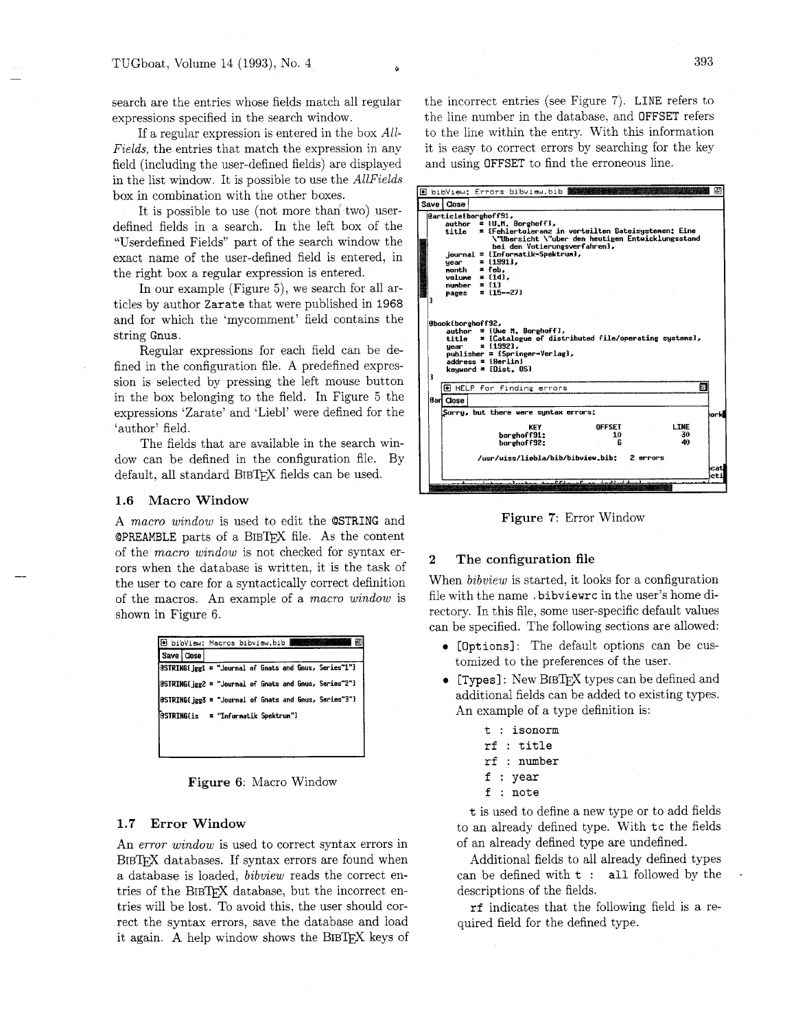search are the entries whose fields match all regular expressions specified in the search window.

If a regular expression is entered in the box *AllFields*, the entries that match the expression in any field (including the user-defined fields) are displayed in the list window. It is possible to use the *AllFields* box in combination with the other boxes.

It is possible to use (not more than two) user-defined fields in a search. In the left box of the "Userdefined Fields" part of the search window the exact name of the user-defined field is entered, in the right box a regular expression is entered.

In our example (Figure 5), we search for all articles by author `Zarate` that were published in `1968` and for which the 'mycomment' field contains the string `Gnus`.

Regular expressions for each field can be defined in the configuration file. A predefined expression is selected by pressing the left mouse button in the box belonging to the field. In Figure 5 the expressions 'Zarate' and 'Liebl' were defined for the 'author' field.

The fields that are available in the search window can be defined in the configuration file. By default, all standard BibTeX fields can be used.

### 1.6 Macro Window

A *macro window* is used to edit the `@STRING` and `@PREAMBLE` parts of a BibTeX file. As the content of the *macro window* is not checked for syntax errors when the database is written, it is the task of the user to care for a syntactically correct definition of the macros. An example of a *macro window* is shown in Figure 6.

```
bibView: Macros bibview.bib
Save | Close
@STRING{jgg1 = "Journal of Gnats and Gnus, Series~1"}
@STRING{jgg2 = "Journal of Gnats and Gnus, Series~2"}
@STRING{jgg3 = "Journal of Gnats and Gnus, Series~3"}
@STRING{is   = "Informatik Spektrum"}
```

**Figure 6**: Macro Window

### 1.7 Error Window

An *error window* is used to correct syntax errors in BibTeX databases. If syntax errors are found when a database is loaded, *bibview* reads the correct entries of the BibTeX database, but the incorrect entries will be lost. To avoid this, the user should correct the syntax errors, save the database and load it again. A help window shows the BibTeX keys of the incorrect entries (see Figure 7). `LINE` refers to the line number in the database, and `OFFSET` refers to the line within the entry. With this information it is easy to correct errors by searching for the key and using `OFFSET` to find the erroneous line.

```
bibView: Errors bibview.bib
Save | Close
@article{borghoff91,
    author  = {U.M. Borghoff},
    title   = {Fehlertoleranz in verteilten Dateisystemen: Eine
               \"Ubersicht \"uber den heutigen Entwicklungsstand
               bei den Votierungsverfahren},
    journal = {Informatik-Spektrum},
    year    = {19911},
    month   = feb,
    volume  = {14},
    number  = {1}
    pages   = {15--27}
}

@book{borghoff92,
    author  = {Uwe M. Borghoff},
    title   = {Catalogue of distributed file/operating systems},
    year    = {19923},
    publisher = {Springer-Verlag},
    address = {Berlin}
    keyword = {Dist. OS}
}

HELP for finding errors
Close
Sorry, but there were syntax errors:
              KEY          OFFSET     LINE
         borghoff91:          10        30
         borghoff92:           6        40
   /usr/wiss/liebla/bib/bibview.bib:   2 errors
```

**Figure 7**: Error Window

## 2 The configuration file

When *bibview* is started, it looks for a configuration file with the name `.bibviewrc` in the user's home directory. In this file, some user-specific default values can be specified. The following sections are allowed:

- `[Options]`: The default options can be customized to the preferences of the user.
- `[Types]`: New BibTeX types can be defined and additional fields can be added to existing types. An example of a type definition is:

```
t  : isonorm
rf : title
rf : number
f  : year
f  : note
```

`t` is used to define a new type or to add fields to an already defined type. With `tc` the fields of an already defined type are undefined.

Additional fields to all already defined types can be defined with `t : all` followed by the descriptions of the fields.

`rf` indicates that the following field is a required field for the defined type.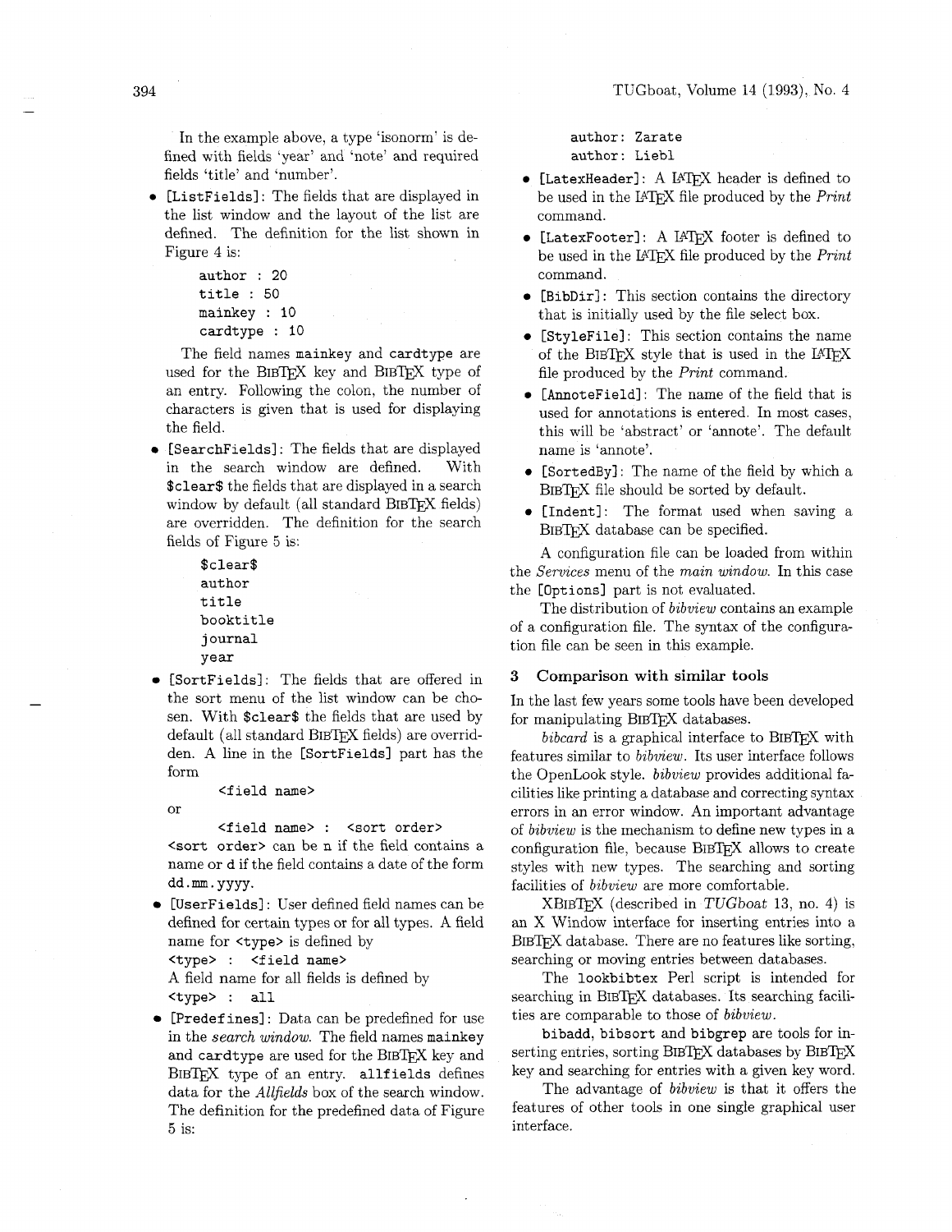In the example above, a type 'isonorm' is defined with fields 'year' and 'note' and required fields 'title' and 'number'.

- `[ListFields]`: The fields that are displayed in the list window and the layout of the list are defined. The definition for the list shown in Figure 4 is:

```
author : 20
title : 50
mainkey : 10
cardtype : 10
```

  The field names `mainkey` and `cardtype` are used for the BibTeX key and BibTeX type of an entry. Following the colon, the number of characters is given that is used for displaying the field.

- `[SearchFields]`: The fields that are displayed in the search window are defined. With `$clear$` the fields that are displayed in a search window by default (all standard BibTeX fields) are overridden. The definition for the search fields of Figure 5 is:

```
$clear$
author
title
booktitle
journal
year
```

- `[SortFields]`: The fields that are offered in the sort menu of the list window can be chosen. With `$clear$` the fields that are used by default (all standard BibTeX fields) are overridden. A line in the `[SortFields]` part has the form

```
<field name>
```

  or

```
<field name> : <sort order>
```

  `<sort order>` can be `n` if the field contains a name or `d` if the field contains a date of the form `dd.mm.yyyy`.

- `[UserFields]`: User defined field names can be defined for certain types or for all types. A field name for `<type>` is defined by
  `<type> : <field name>`
  A field name for all fields is defined by
  `<type> : all`

- `[Predefines]`: Data can be predefined for use in the *search window*. The field names `mainkey` and `cardtype` are used for the BibTeX key and BibTeX type of an entry. `allfields` defines data for the *Allfields* box of the search window. The definition for the predefined data of Figure 5 is:

```
author: Zarate
author: Liebl
```

- `[LatexHeader]`: A LaTeX header is defined to be used in the LaTeX file produced by the *Print* command.
- `[LatexFooter]`: A LaTeX footer is defined to be used in the LaTeX file produced by the *Print* command.
- `[BibDir]`: This section contains the directory that is initially used by the file select box.
- `[StyleFile]`: This section contains the name of the BibTeX style that is used in the LaTeX file produced by the *Print* command.
- `[AnnoteField]`: The name of the field that is used for annotations is entered. In most cases, this will be 'abstract' or 'annote'. The default name is 'annote'.
- `[SortedBy]`: The name of the field by which a BibTeX file should be sorted by default.
- `[Indent]`: The format used when saving a BibTeX database can be specified.

A configuration file can be loaded from within the *Services* menu of the *main window*. In this case the `[Options]` part is not evaluated.

The distribution of *bibview* contains an example of a configuration file. The syntax of the configuration file can be seen in this example.

## 3 Comparison with similar tools

In the last few years some tools have been developed for manipulating BibTeX databases.

*bibcard* is a graphical interface to BibTeX with features similar to *bibview*. Its user interface follows the OpenLook style. *bibview* provides additional facilities like printing a database and correcting syntax errors in an error window. An important advantage of *bibview* is the mechanism to define new types in a configuration file, because BibTeX allows to create styles with new types. The searching and sorting facilities of *bibview* are more comfortable.

XBibTeX (described in *TUGboat* 13, no. 4) is an X Window interface for inserting entries into a BibTeX database. There are no features like sorting, searching or moving entries between databases.

The `lookbibtex` Perl script is intended for searching in BibTeX databases. Its searching facilities are comparable to those of *bibview*.

`bibadd`, `bibsort` and `bibgrep` are tools for inserting entries, sorting BibTeX databases by BibTeX key and searching for entries with a given key word.

The advantage of *bibview* is that it offers the features of other tools in one single graphical user interface.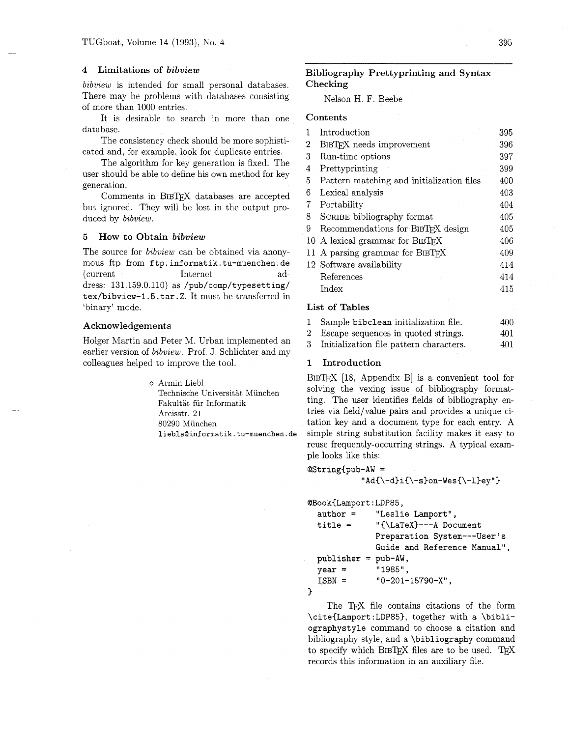## 4 Limitations of *bibview*

*bibview* is intended for small personal databases. There may be problems with databases consisting of more than 1000 entries.

It is desirable to search in more than one database.

The consistency check should be more sophisticated and, for example, look for duplicate entries.

The algorithm for key generation is fixed. The user should be able to define his own method for key generation.

Comments in BibTeX databases are accepted but ignored. They will be lost in the output produced by *bibview*.

## 5 How to Obtain *bibview*

The source for *bibview* can be obtained via anonymous ftp from `ftp.informatik.tu-muenchen.de` (current Internet address: 131.159.0.110) as `/pub/comp/typesetting/tex/bibview-1.5.tar.Z`. It must be transferred in 'binary' mode.

### Acknowledgements

Holger Martin and Peter M. Urban implemented an earlier version of *bibview*. Prof. J. Schlichter and my colleagues helped to improve the tool.

◇ Armin Liebl
Technische Universität München
Fakultät für Informatik
Arcisstr. 21
80290 München
`liebla@informatik.tu-muenchen.de`

---

# Bibliography Prettyprinting and Syntax Checking

Nelson H. F. Beebe

### Contents

| | | |
|---|---|---|
| 1 | Introduction | 395 |
| 2 | BibTeX needs improvement | 396 |
| 3 | Run-time options | 397 |
| 4 | Prettyprinting | 399 |
| 5 | Pattern matching and initialization files | 400 |
| 6 | Lexical analysis | 403 |
| 7 | Portability | 404 |
| 8 | Scribe bibliography format | 405 |
| 9 | Recommendations for BibTeX design | 405 |
| 10 | A lexical grammar for BibTeX | 406 |
| 11 | A parsing grammar for BibTeX | 409 |
| 12 | Software availability | 414 |
| | References | 414 |
| | Index | 415 |

### List of Tables

| | | |
|---|---|---|
| 1 | Sample `bibclean` initialization file. | 400 |
| 2 | Escape sequences in quoted strings. | 401 |
| 3 | Initialization file pattern characters. | 401 |

## 1 Introduction

BibTeX [18, Appendix B] is a convenient tool for solving the vexing issue of bibliography formatting. The user identifies fields of bibliography entries via field/value pairs and provides a unique citation key and a document type for each entry. A simple string substitution facility makes it easy to reuse frequently-occurring strings. A typical example looks like this:

```
@String{pub-AW =
          "Ad{\-d}i{\-s}on-Wes{\-l}ey"}

@Book{Lamport:LDP85,
  author =    "Leslie Lamport",
  title =     "{\LaTeX}---A Document
              Preparation System---User's
              Guide and Reference Manual",
  publisher = pub-AW,
  year =      "1985",
  ISBN =      "0-201-15790-X",
}
```

The TeX file contains citations of the form `\cite{Lamport:LDP85}`, together with a `\bibliographystyle` command to choose a citation and bibliography style, and a `\bibliography` command to specify which BibTeX files are to be used. TeX records this information in an auxiliary file.